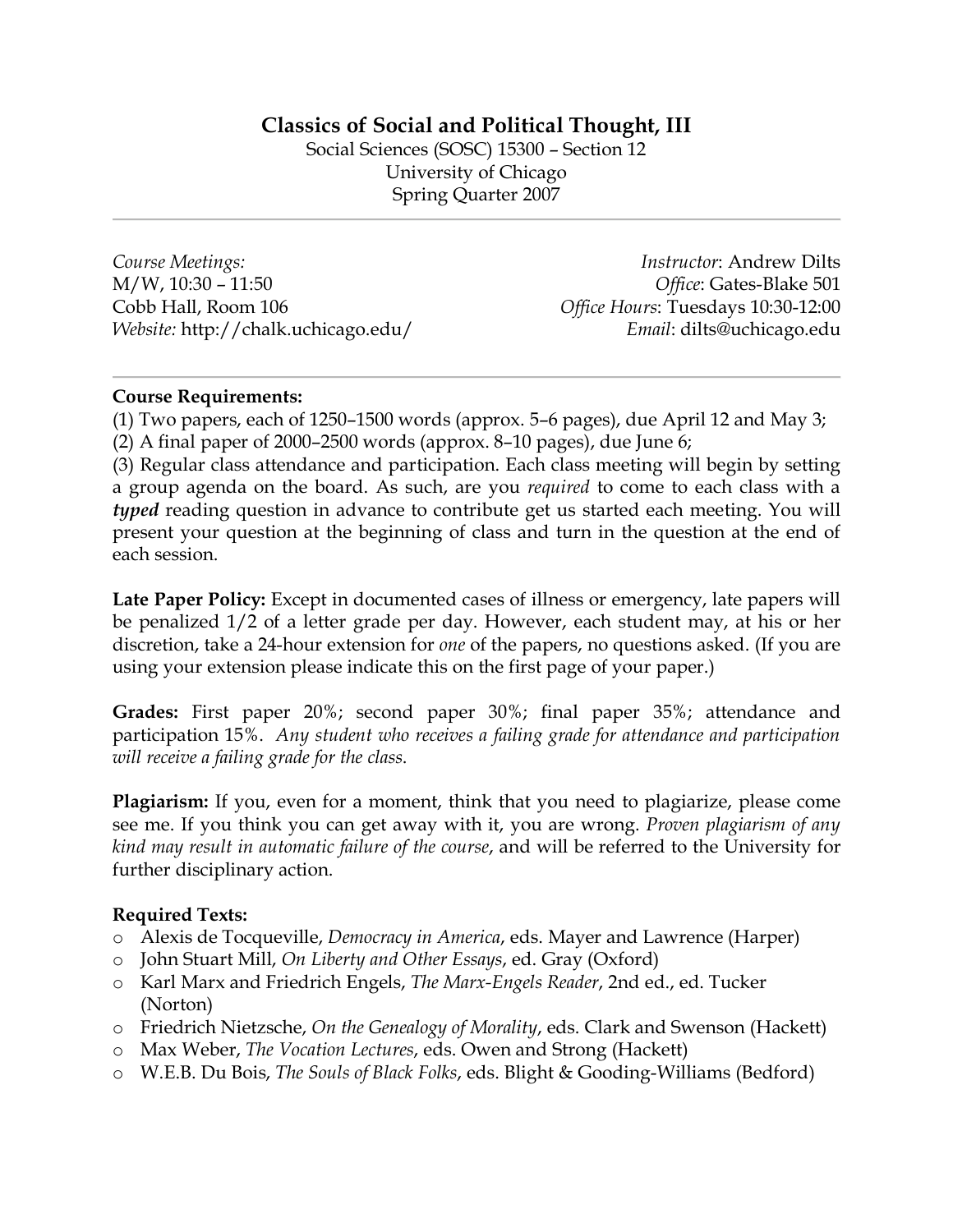# Classics of Social and Political Thought, III

Social Sciences (SOSC) 15300 – Section 12
University of Chicago
Spring Quarter 2007

---

*Course Meetings:*
M/W, 10:30 – 11:50
Cobb Hall, Room 106
*Website:* http://chalk.uchicago.edu/

*Instructor*: Andrew Dilts
*Office*: Gates-Blake 501
*Office Hours*: Tuesdays 10:30-12:00
*Email*: dilts@uchicago.edu

---

**Course Requirements:**
(1) Two papers, each of 1250–1500 words (approx. 5–6 pages), due April 12 and May 3;
(2) A final paper of 2000–2500 words (approx. 8–10 pages), due June 6;
(3) Regular class attendance and participation. Each class meeting will begin by setting a group agenda on the board. As such, are you *required* to come to each class with a ***typed*** reading question in advance to contribute get us started each meeting. You will present your question at the beginning of class and turn in the question at the end of each session.

**Late Paper Policy:** Except in documented cases of illness or emergency, late papers will be penalized 1/2 of a letter grade per day. However, each student may, at his or her discretion, take a 24-hour extension for *one* of the papers, no questions asked. (If you are using your extension please indicate this on the first page of your paper.)

**Grades:** First paper 20%; second paper 30%; final paper 35%; attendance and participation 15%. *Any student who receives a failing grade for attendance and participation will receive a failing grade for the class*.

**Plagiarism:** If you, even for a moment, think that you need to plagiarize, please come see me. If you think you can get away with it, you are wrong. *Proven plagiarism of any kind may result in automatic failure of the course*, and will be referred to the University for further disciplinary action.

**Required Texts:**

- Alexis de Tocqueville, *Democracy in America*, eds. Mayer and Lawrence (Harper)
- John Stuart Mill, *On Liberty and Other Essays*, ed. Gray (Oxford)
- Karl Marx and Friedrich Engels, *The Marx-Engels Reader*, 2nd ed., ed. Tucker (Norton)
- Friedrich Nietzsche, *On the Genealogy of Morality*, eds. Clark and Swenson (Hackett)
- Max Weber, *The Vocation Lectures*, eds. Owen and Strong (Hackett)
- W.E.B. Du Bois, *The Souls of Black Folks*, eds. Blight & Gooding-Williams (Bedford)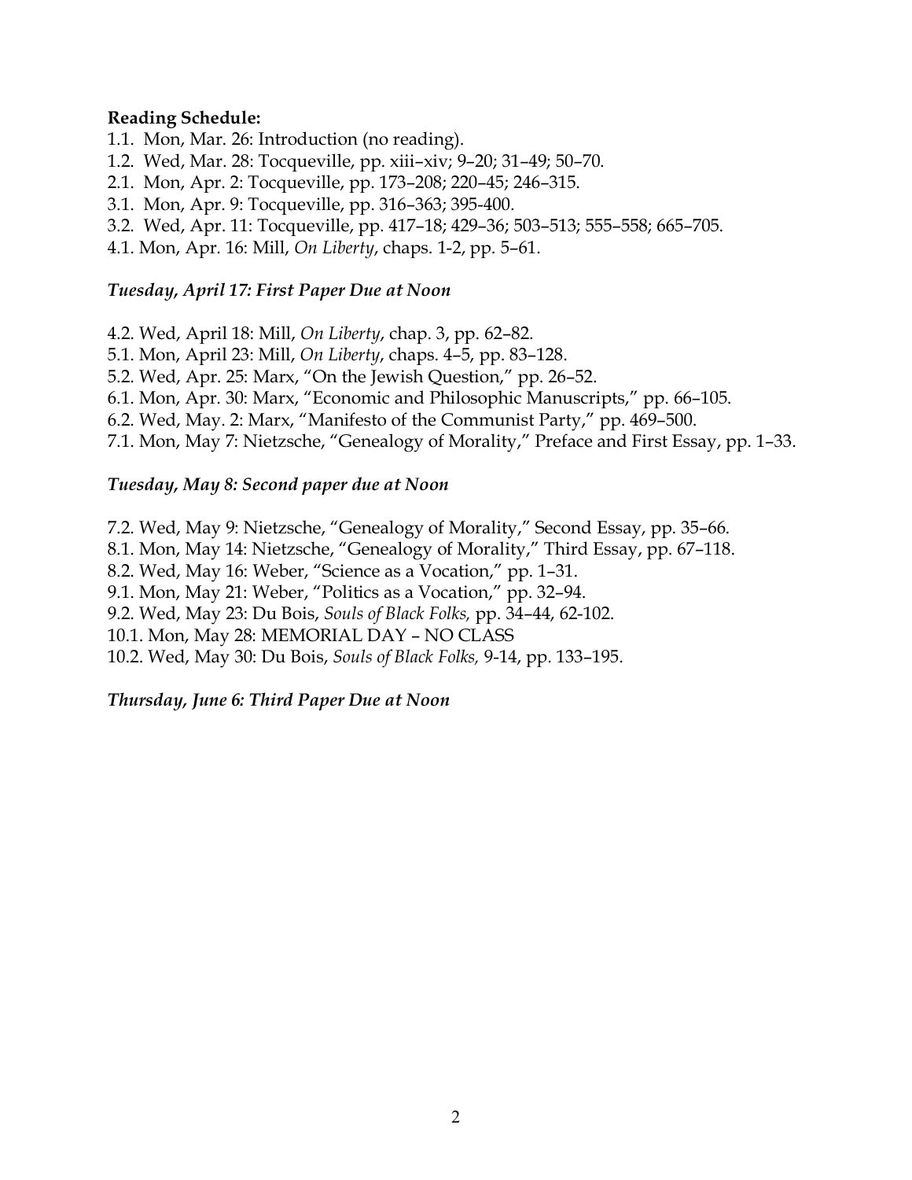**Reading Schedule:**

1.1. Mon, Mar. 26: Introduction (no reading).
1.2. Wed, Mar. 28: Tocqueville, pp. xiii–xiv; 9–20; 31–49; 50–70.
2.1. Mon, Apr. 2: Tocqueville, pp. 173–208; 220–45; 246–315.
3.1. Mon, Apr. 9: Tocqueville, pp. 316–363; 395-400.
3.2. Wed, Apr. 11: Tocqueville, pp. 417–18; 429–36; 503–513; 555–558; 665–705.
4.1. Mon, Apr. 16: Mill, *On Liberty*, chaps. 1-2, pp. 5–61.

***Tuesday, April 17: First Paper Due at Noon***

4.2. Wed, April 18: Mill, *On Liberty*, chap. 3, pp. 62–82.
5.1. Mon, April 23: Mill, *On Liberty*, chaps. 4–5, pp. 83–128.
5.2. Wed, Apr. 25: Marx, "On the Jewish Question," pp. 26–52.
6.1. Mon, Apr. 30: Marx, "Economic and Philosophic Manuscripts," pp. 66–105.
6.2. Wed, May. 2: Marx, "Manifesto of the Communist Party," pp. 469–500.
7.1. Mon, May 7: Nietzsche, "Genealogy of Morality," Preface and First Essay, pp. 1–33.

***Tuesday, May 8: Second paper due at Noon***

7.2. Wed, May 9: Nietzsche, "Genealogy of Morality," Second Essay, pp. 35–66.
8.1. Mon, May 14: Nietzsche, "Genealogy of Morality," Third Essay, pp. 67–118.
8.2. Wed, May 16: Weber, "Science as a Vocation," pp. 1–31.
9.1. Mon, May 21: Weber, "Politics as a Vocation," pp. 32–94.
9.2. Wed, May 23: Du Bois, *Souls of Black Folks,* pp. 34–44, 62-102.
10.1. Mon, May 28: MEMORIAL DAY – NO CLASS
10.2. Wed, May 30: Du Bois, *Souls of Black Folks,* 9-14, pp. 133–195.

***Thursday, June 6: Third Paper Due at Noon***